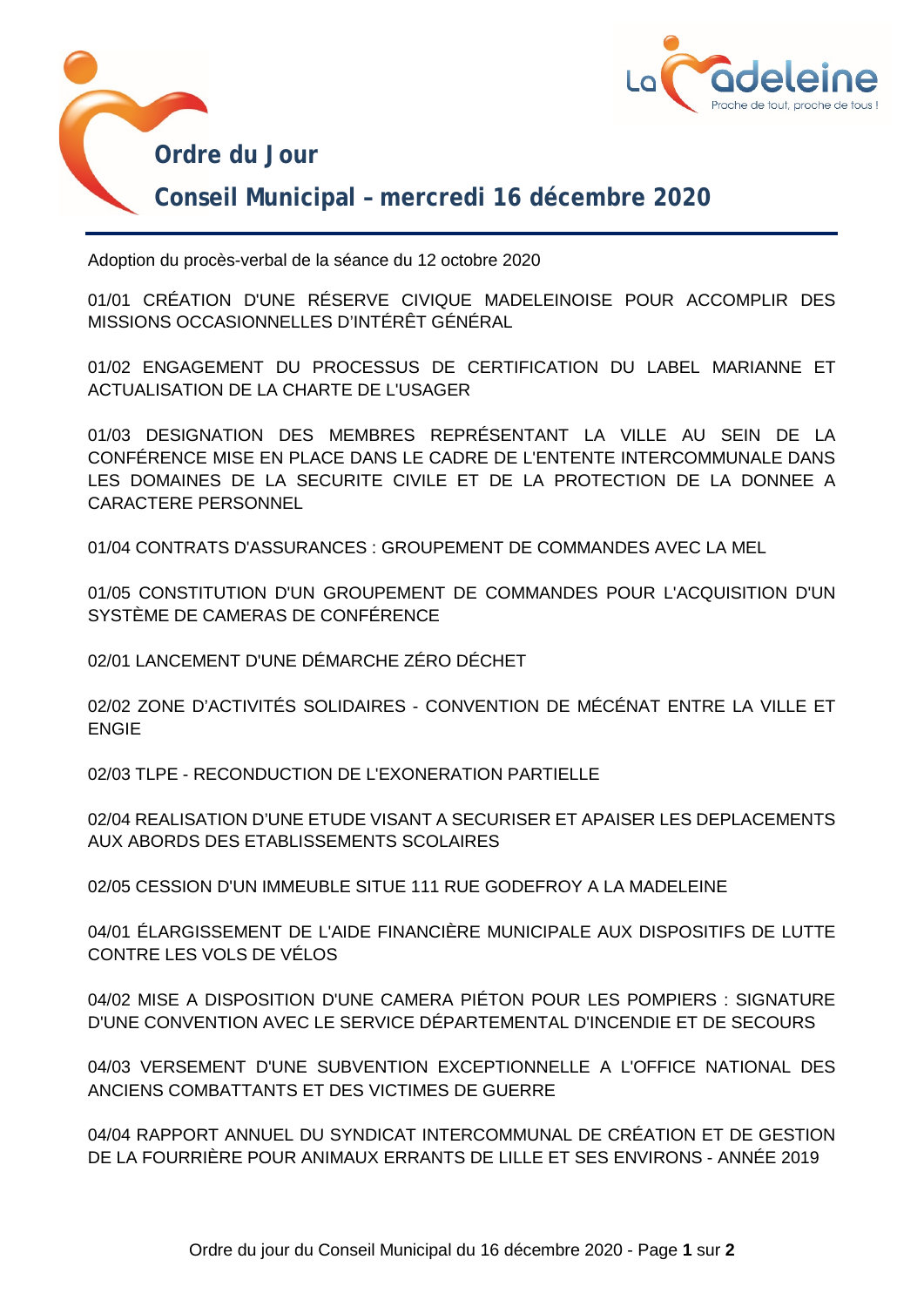# Ordre du Jour

## Conseil Municipal – mercredi 16 décembre 2020

Adoption du procès-verbal de la séance du 12 octobre 2020

01/01 CRÉATION D'UNE RÉSERVE CIVIQUE MADELEINOISE POUR ACCOMPLIR DES MISSIONS OCCASIONNELLES D'INTÉRÊT GÉNÉRAL

01/02 ENGAGEMENT DU PROCESSUS DE CERTIFICATION DU LABEL MARIANNE ET ACTUALISATION DE LA CHARTE DE L'USAGER

01/03 DESIGNATION DES MEMBRES REPRÉSENTANT LA VILLE AU SEIN DE LA CONFÉRENCE MISE EN PLACE DANS LE CADRE DE L'ENTENTE INTERCOMMUNALE DANS LES DOMAINES DE LA SECURITE CIVILE ET DE LA PROTECTION DE LA DONNEE A CARACTERE PERSONNEL

01/04 CONTRATS D'ASSURANCES : GROUPEMENT DE COMMANDES AVEC LA MEL

01/05 CONSTITUTION D'UN GROUPEMENT DE COMMANDES POUR L'ACQUISITION D'UN SYSTÈME DE CAMERAS DE CONFÉRENCE

02/01 LANCEMENT D'UNE DÉMARCHE ZÉRO DÉCHET

02/02 ZONE D'ACTIVITÉS SOLIDAIRES - CONVENTION DE MÉCÉNAT ENTRE LA VILLE ET ENGIE

02/03 TLPE - RECONDUCTION DE L'EXONERATION PARTIELLE

02/04 REALISATION D'UNE ETUDE VISANT A SECURISER ET APAISER LES DEPLACEMENTS AUX ABORDS DES ETABLISSEMENTS SCOLAIRES

02/05 CESSION D'UN IMMEUBLE SITUE 111 RUE GODEFROY A LA MADELEINE

04/01 ÉLARGISSEMENT DE L'AIDE FINANCIÈRE MUNICIPALE AUX DISPOSITIFS DE LUTTE CONTRE LES VOLS DE VÉLOS

04/02 MISE A DISPOSITION D'UNE CAMERA PIÉTON POUR LES POMPIERS : SIGNATURE D'UNE CONVENTION AVEC LE SERVICE DÉPARTEMENTAL D'INCENDIE ET DE SECOURS

04/03 VERSEMENT D'UNE SUBVENTION EXCEPTIONNELLE A L'OFFICE NATIONAL DES ANCIENS COMBATTANTS ET DES VICTIMES DE GUERRE

04/04 RAPPORT ANNUEL DU SYNDICAT INTERCOMMUNAL DE CRÉATION ET DE GESTION DE LA FOURRIÈRE POUR ANIMAUX ERRANTS DE LILLE ET SES ENVIRONS - ANNÉE 2019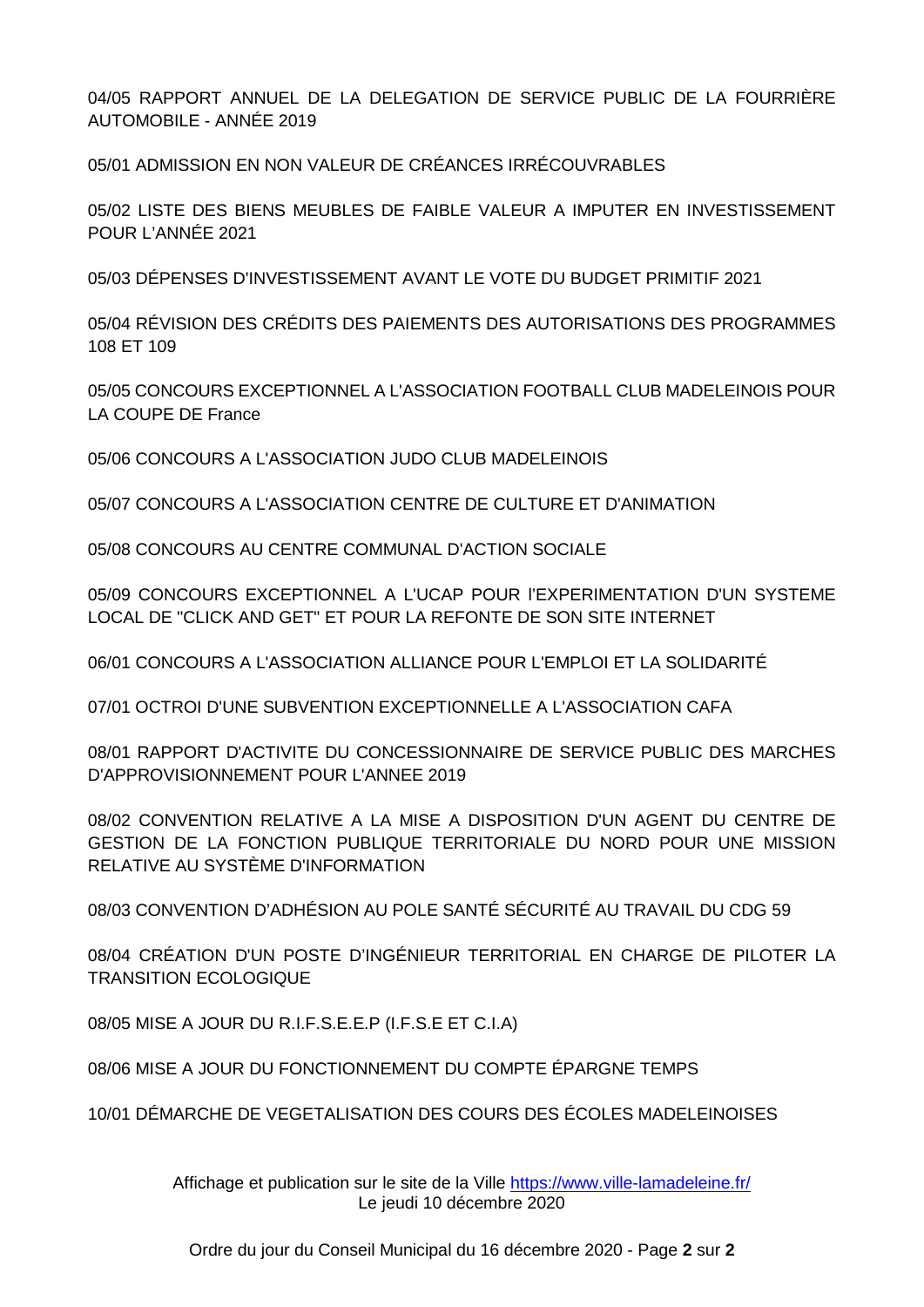04/05 RAPPORT ANNUEL DE LA DELEGATION DE SERVICE PUBLIC DE LA FOURRIÈRE AUTOMOBILE - ANNÉE 2019

05/01 ADMISSION EN NON VALEUR DE CRÉANCES IRRÉCOUVRABLES

05/02 LISTE DES BIENS MEUBLES DE FAIBLE VALEUR A IMPUTER EN INVESTISSEMENT POUR L'ANNÉE 2021

05/03 DÉPENSES D'INVESTISSEMENT AVANT LE VOTE DU BUDGET PRIMITIF 2021

05/04 RÉVISION DES CRÉDITS DES PAIEMENTS DES AUTORISATIONS DES PROGRAMMES 108 ET 109

05/05 CONCOURS EXCEPTIONNEL A L'ASSOCIATION FOOTBALL CLUB MADELEINOIS POUR LA COUPE DE France

05/06 CONCOURS A L'ASSOCIATION JUDO CLUB MADELEINOIS

05/07 CONCOURS A L'ASSOCIATION CENTRE DE CULTURE ET D'ANIMATION

05/08 CONCOURS AU CENTRE COMMUNAL D'ACTION SOCIALE

05/09 CONCOURS EXCEPTIONNEL A L'UCAP POUR l'EXPERIMENTATION D'UN SYSTEME LOCAL DE "CLICK AND GET" ET POUR LA REFONTE DE SON SITE INTERNET

06/01 CONCOURS A L'ASSOCIATION ALLIANCE POUR L'EMPLOI ET LA SOLIDARITÉ

07/01 OCTROI D'UNE SUBVENTION EXCEPTIONNELLE A L'ASSOCIATION CAFA

08/01 RAPPORT D'ACTIVITE DU CONCESSIONNAIRE DE SERVICE PUBLIC DES MARCHES D'APPROVISIONNEMENT POUR L'ANNEE 2019

08/02 CONVENTION RELATIVE A LA MISE A DISPOSITION D'UN AGENT DU CENTRE DE GESTION DE LA FONCTION PUBLIQUE TERRITORIALE DU NORD POUR UNE MISSION RELATIVE AU SYSTÈME D'INFORMATION

08/03 CONVENTION D'ADHÉSION AU POLE SANTÉ SÉCURITÉ AU TRAVAIL DU CDG 59

08/04 CRÉATION D'UN POSTE D'INGÉNIEUR TERRITORIAL EN CHARGE DE PILOTER LA TRANSITION ECOLOGIQUE

08/05 MISE A JOUR DU R.I.F.S.E.E.P (I.F.S.E ET C.I.A)

08/06 MISE A JOUR DU FONCTIONNEMENT DU COMPTE ÉPARGNE TEMPS

10/01 DÉMARCHE DE VEGETALISATION DES COURS DES ÉCOLES MADELEINOISES

Affichage et publication sur le site de la Ville https://www.ville-lamadeleine.fr/
Le jeudi 10 décembre 2020